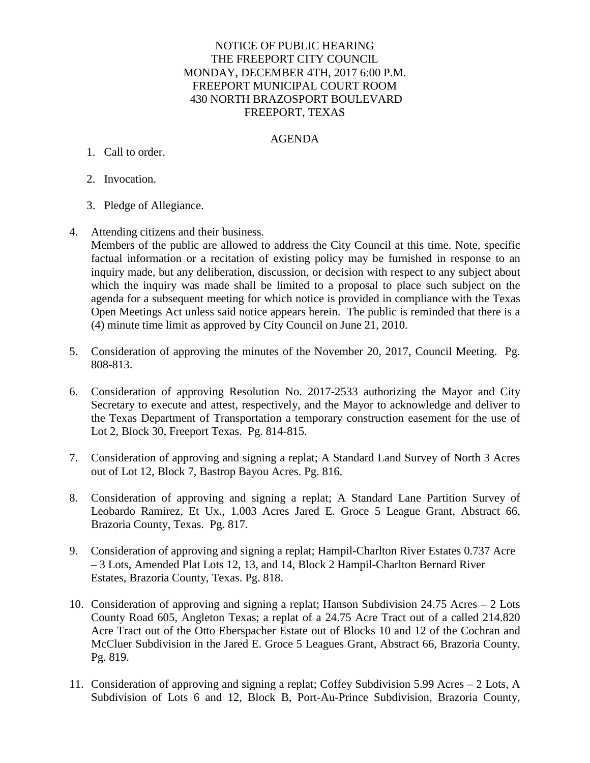NOTICE OF PUBLIC HEARING
THE FREEPORT CITY COUNCIL
MONDAY, DECEMBER 4TH, 2017 6:00 P.M.
FREEPORT MUNICIPAL COURT ROOM
430 NORTH BRAZOSPORT BOULEVARD
FREEPORT, TEXAS

AGENDA

1. Call to order.

2. Invocation.

3. Pledge of Allegiance.

4. Attending citizens and their business.
   Members of the public are allowed to address the City Council at this time. Note, specific factual information or a recitation of existing policy may be furnished in response to an inquiry made, but any deliberation, discussion, or decision with respect to any subject about which the inquiry was made shall be limited to a proposal to place such subject on the agenda for a subsequent meeting for which notice is provided in compliance with the Texas Open Meetings Act unless said notice appears herein. The public is reminded that there is a (4) minute time limit as approved by City Council on June 21, 2010.

5. Consideration of approving the minutes of the November 20, 2017, Council Meeting. Pg. 808-813.

6. Consideration of approving Resolution No. 2017-2533 authorizing the Mayor and City Secretary to execute and attest, respectively, and the Mayor to acknowledge and deliver to the Texas Department of Transportation a temporary construction easement for the use of Lot 2, Block 30, Freeport Texas. Pg. 814-815.

7. Consideration of approving and signing a replat; A Standard Land Survey of North 3 Acres out of Lot 12, Block 7, Bastrop Bayou Acres. Pg. 816.

8. Consideration of approving and signing a replat; A Standard Lane Partition Survey of Leobardo Ramirez, Et Ux., 1.003 Acres Jared E. Groce 5 League Grant, Abstract 66, Brazoria County, Texas. Pg. 817.

9. Consideration of approving and signing a replat; Hampil-Charlton River Estates 0.737 Acre – 3 Lots, Amended Plat Lots 12, 13, and 14, Block 2 Hampil-Charlton Bernard River Estates, Brazoria County, Texas. Pg. 818.

10. Consideration of approving and signing a replat; Hanson Subdivision 24.75 Acres – 2 Lots County Road 605, Angleton Texas; a replat of a 24.75 Acre Tract out of a called 214.820 Acre Tract out of the Otto Eberspacher Estate out of Blocks 10 and 12 of the Cochran and McCluer Subdivision in the Jared E. Groce 5 Leagues Grant, Abstract 66, Brazoria County. Pg. 819.

11. Consideration of approving and signing a replat; Coffey Subdivision 5.99 Acres – 2 Lots, A Subdivision of Lots 6 and 12, Block B, Port-Au-Prince Subdivision, Brazoria County,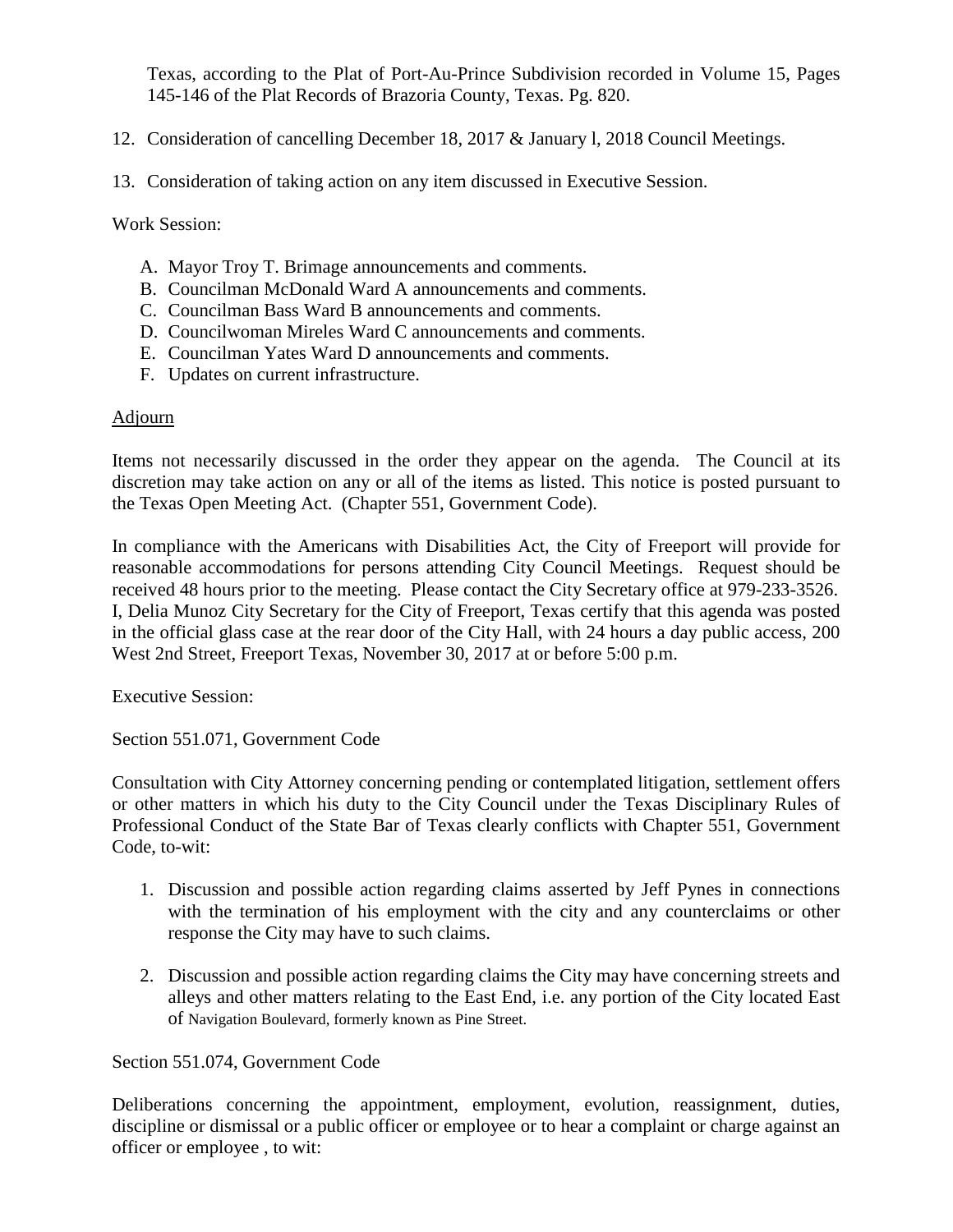Texas, according to the Plat of Port-Au-Prince Subdivision recorded in Volume 15, Pages 145-146 of the Plat Records of Brazoria County, Texas. Pg. 820.

12. Consideration of cancelling December 18, 2017 & January l, 2018 Council Meetings.

13. Consideration of taking action on any item discussed in Executive Session.

Work Session:

A. Mayor Troy T. Brimage announcements and comments.
B. Councilman McDonald Ward A announcements and comments.
C. Councilman Bass Ward B announcements and comments.
D. Councilwoman Mireles Ward C announcements and comments.
E. Councilman Yates Ward D announcements and comments.
F. Updates on current infrastructure.

Adjourn

Items not necessarily discussed in the order they appear on the agenda. The Council at its discretion may take action on any or all of the items as listed. This notice is posted pursuant to the Texas Open Meeting Act. (Chapter 551, Government Code).

In compliance with the Americans with Disabilities Act, the City of Freeport will provide for reasonable accommodations for persons attending City Council Meetings. Request should be received 48 hours prior to the meeting. Please contact the City Secretary office at 979-233-3526. I, Delia Munoz City Secretary for the City of Freeport, Texas certify that this agenda was posted in the official glass case at the rear door of the City Hall, with 24 hours a day public access, 200 West 2nd Street, Freeport Texas, November 30, 2017 at or before 5:00 p.m.

Executive Session:

Section 551.071, Government Code

Consultation with City Attorney concerning pending or contemplated litigation, settlement offers or other matters in which his duty to the City Council under the Texas Disciplinary Rules of Professional Conduct of the State Bar of Texas clearly conflicts with Chapter 551, Government Code, to-wit:

1. Discussion and possible action regarding claims asserted by Jeff Pynes in connections with the termination of his employment with the city and any counterclaims or other response the City may have to such claims.

2. Discussion and possible action regarding claims the City may have concerning streets and alleys and other matters relating to the East End, i.e. any portion of the City located East of Navigation Boulevard, formerly known as Pine Street.

Section 551.074, Government Code

Deliberations concerning the appointment, employment, evolution, reassignment, duties, discipline or dismissal or a public officer or employee or to hear a complaint or charge against an officer or employee , to wit: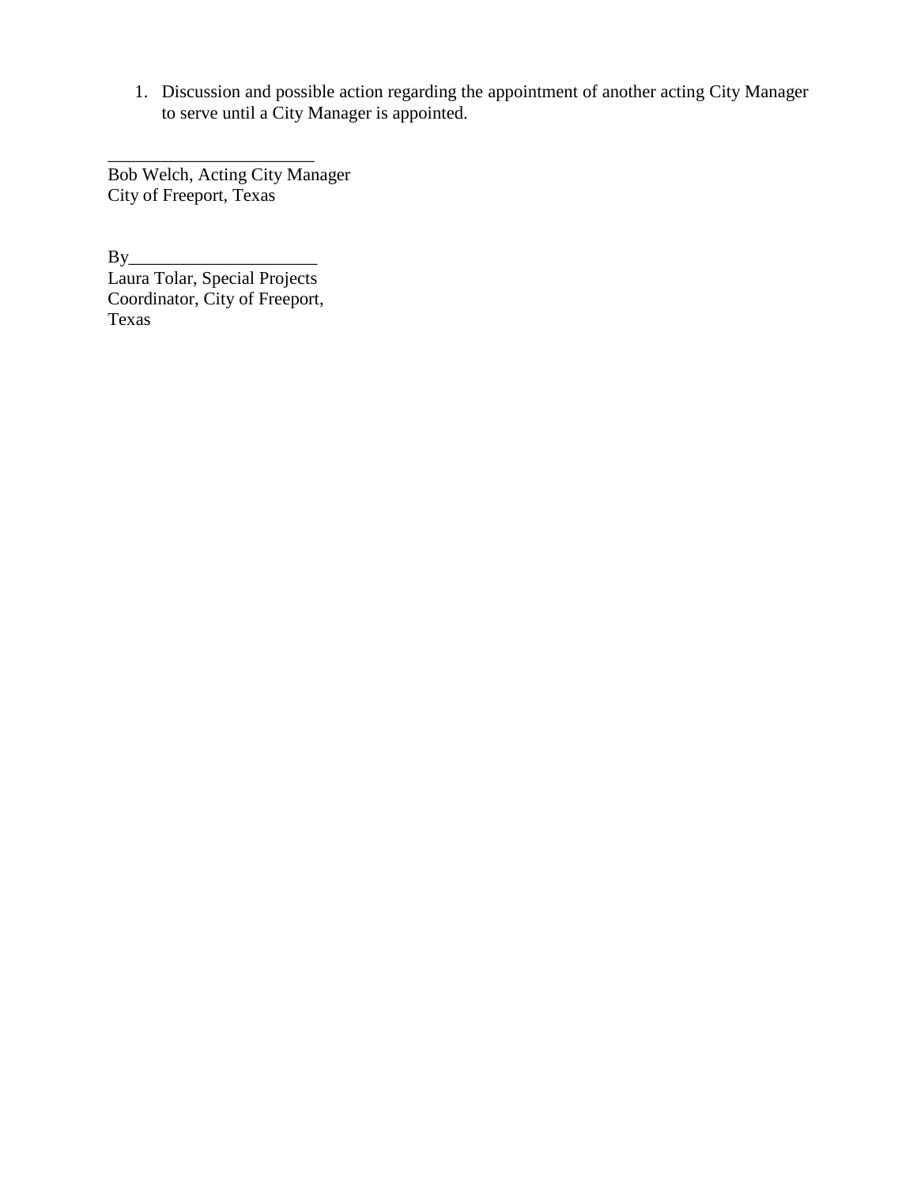1. Discussion and possible action regarding the appointment of another acting City Manager to serve until a City Manager is appointed.

_______________________
Bob Welch, Acting City Manager
City of Freeport, Texas

By____________________
Laura Tolar, Special Projects
Coordinator, City of Freeport,
Texas